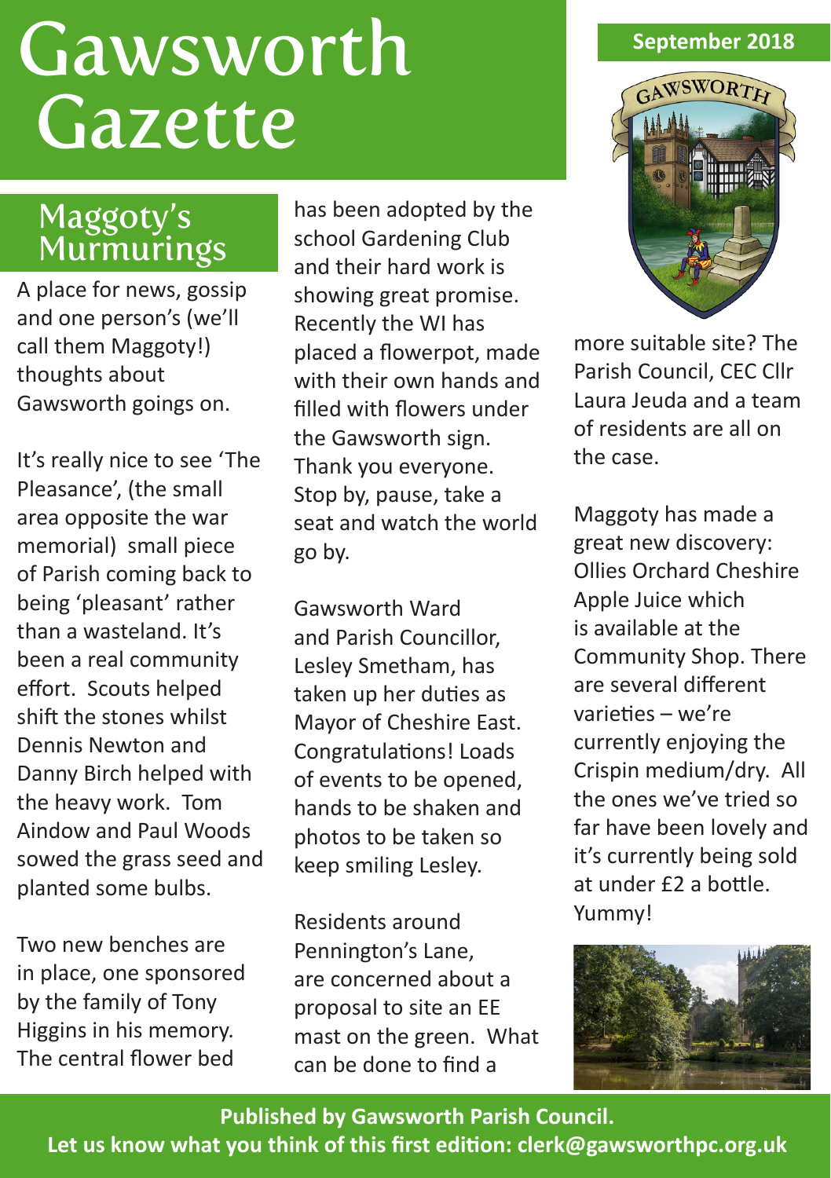# Gawsworth Gazette

September 2018

## Maggoty's Murmurings

A place for news, gossip and one person's (we'll call them Maggoty!) thoughts about Gawsworth goings on.

It's really nice to see 'The Pleasance', (the small area opposite the war memorial) small piece of Parish coming back to being 'pleasant' rather than a wasteland. It's been a real community effort. Scouts helped shift the stones whilst Dennis Newton and Danny Birch helped with the heavy work. Tom Aindow and Paul Woods sowed the grass seed and planted some bulbs.

Two new benches are in place, one sponsored by the family of Tony Higgins in his memory. The central flower bed has been adopted by the school Gardening Club and their hard work is showing great promise. Recently the WI has placed a flowerpot, made with their own hands and filled with flowers under the Gawsworth sign. Thank you everyone. Stop by, pause, take a seat and watch the world go by.

Gawsworth Ward and Parish Councillor, Lesley Smetham, has taken up her duties as Mayor of Cheshire East. Congratulations! Loads of events to be opened, hands to be shaken and photos to be taken so keep smiling Lesley.

Residents around Pennington's Lane, are concerned about a proposal to site an EE mast on the green. What can be done to find a more suitable site? The Parish Council, CEC Cllr Laura Jeuda and a team of residents are all on the case.

Maggoty has made a great new discovery: Ollies Orchard Cheshire Apple Juice which is available at the Community Shop. There are several different varieties – we're currently enjoying the Crispin medium/dry. All the ones we've tried so far have been lovely and it's currently being sold at under £2 a bottle. Yummy!

**Published by Gawsworth Parish Council.**
**Let us know what you think of this first edition: clerk@gawsworthpc.org.uk**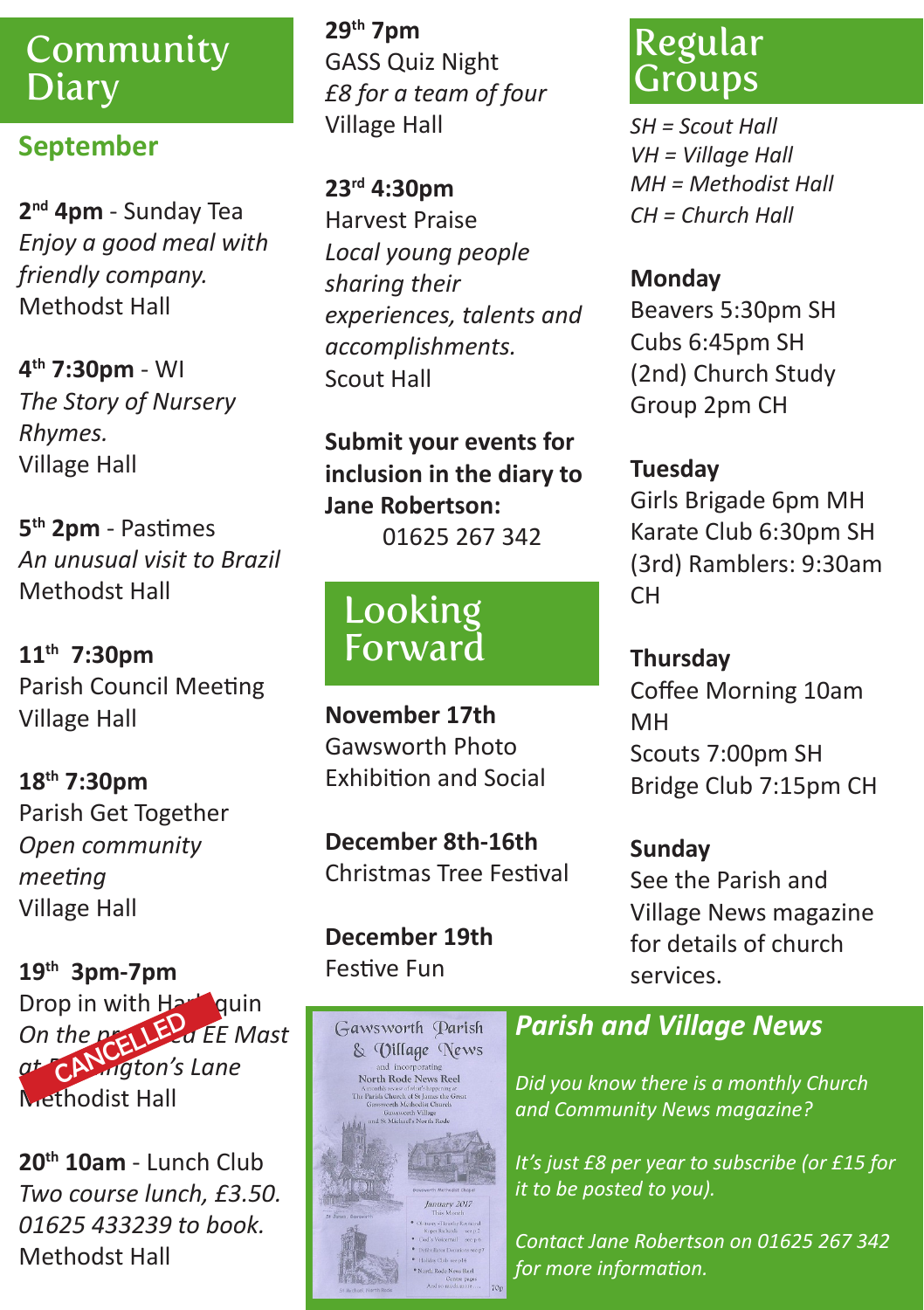# Community Diary

## September

**2nd 4pm** - Sunday Tea
*Enjoy a good meal with friendly company.*
Methodst Hall

**4th 7:30pm** - WI
*The Story of Nursery Rhymes.*
Village Hall

**5th 2pm** - Pastimes
*An unusual visit to Brazil*
Methodst Hall

**11th 7:30pm**
Parish Council Meeting
Village Hall

**18th 7:30pm**
Parish Get Together
*Open community meeting*
Village Hall

**19th 3pm-7pm**
Drop in with Harlequin
*On the proposed EE Mast at Pennington's Lane*
Methodist Hall

CANCELLED

**20th 10am** - Lunch Club
*Two course lunch, £3.50. 01625 433239 to book.*
Methodst Hall

**29th 7pm**
GASS Quiz Night
*£8 for a team of four*
Village Hall

**23rd 4:30pm**
Harvest Praise
*Local young people sharing their experiences, talents and accomplishments.*
Scout Hall

**Submit your events for inclusion in the diary to Jane Robertson:**
01625 267 342

# Looking Forward

**November 17th**
Gawsworth Photo Exhibition and Social

**December 8th-16th**
Christmas Tree Festival

**December 19th**
Festive Fun

# Regular Groups

*SH = Scout Hall*
*VH = Village Hall*
*MH = Methodist Hall*
*CH = Church Hall*

**Monday**
Beavers 5:30pm SH
Cubs 6:45pm SH
(2nd) Church Study Group 2pm CH

**Tuesday**
Girls Brigade 6pm MH
Karate Club 6:30pm SH
(3rd) Ramblers: 9:30am CH

**Thursday**
Coffee Morning 10am MH
Scouts 7:00pm SH
Bridge Club 7:15pm CH

**Sunday**
See the Parish and Village News magazine for details of church services.

## *Parish and Village News*

*Did you know there is a monthly Church and Community News magazine?*

*It's just £8 per year to subscribe (or £15 for it to be posted to you).*

*Contact Jane Robertson on 01625 267 342 for more information.*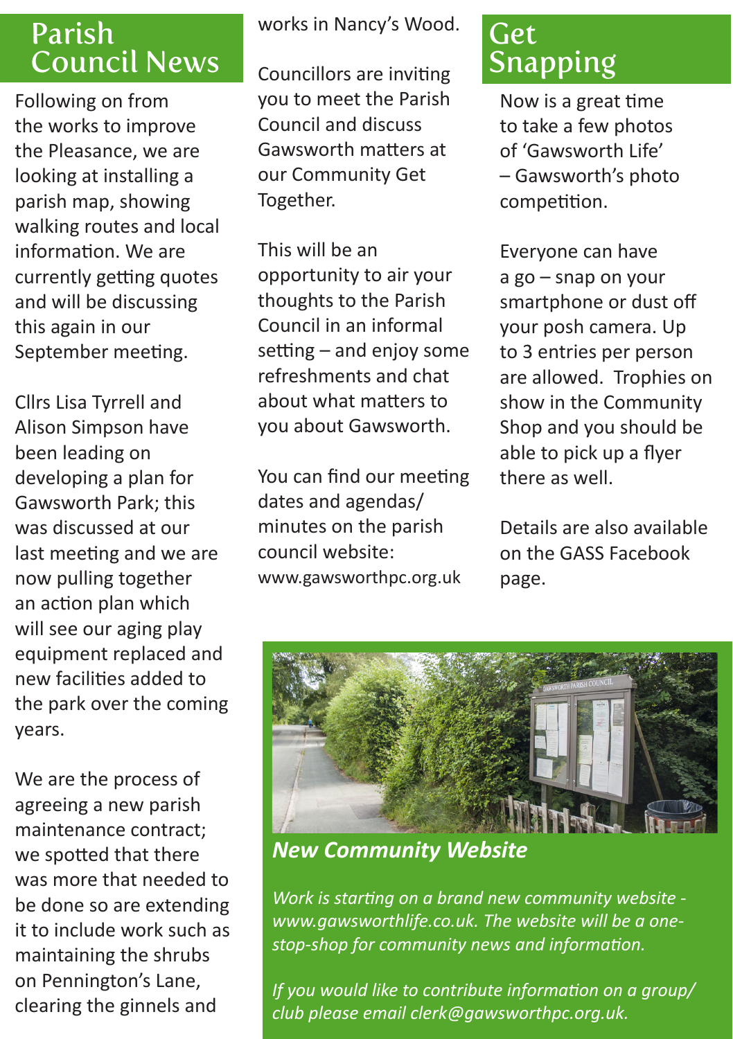# Parish Council News

Following on from the works to improve the Pleasance, we are looking at installing a parish map, showing walking routes and local information. We are currently getting quotes and will be discussing this again in our September meeting.

Cllrs Lisa Tyrrell and Alison Simpson have been leading on developing a plan for Gawsworth Park; this was discussed at our last meeting and we are now pulling together an action plan which will see our aging play equipment replaced and new facilities added to the park over the coming years.

We are the process of agreeing a new parish maintenance contract; we spotted that there was more that needed to be done so are extending it to include work such as maintaining the shrubs on Pennington's Lane, clearing the ginnels and works in Nancy's Wood.

Councillors are inviting you to meet the Parish Council and discuss Gawsworth matters at our Community Get Together.

This will be an opportunity to air your thoughts to the Parish Council in an informal setting – and enjoy some refreshments and chat about what matters to you about Gawsworth.

You can find our meeting dates and agendas/minutes on the parish council website: www.gawsworthpc.org.uk

# Get Snapping

Now is a great time to take a few photos of 'Gawsworth Life' – Gawsworth's photo competition.

Everyone can have a go – snap on your smartphone or dust off your posh camera. Up to 3 entries per person are allowed. Trophies on show in the Community Shop and you should be able to pick up a flyer there as well.

Details are also available on the GASS Facebook page.

## *New Community Website*

*Work is starting on a brand new community website - www.gawsworthlife.co.uk. The website will be a one-stop-shop for community news and information.*

*If you would like to contribute information on a group/club please email clerk@gawsworthpc.org.uk.*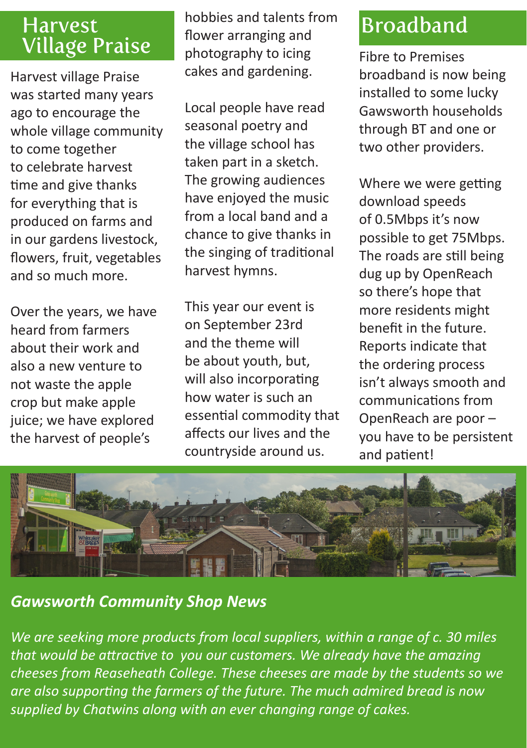## Harvest Village Praise

Harvest village Praise was started many years ago to encourage the whole village community to come together to celebrate harvest time and give thanks for everything that is produced on farms and in our gardens livestock, flowers, fruit, vegetables and so much more.

Over the years, we have heard from farmers about their work and also a new venture to not waste the apple crop but make apple juice; we have explored the harvest of people's hobbies and talents from flower arranging and photography to icing cakes and gardening.

Local people have read seasonal poetry and the village school has taken part in a sketch. The growing audiences have enjoyed the music from a local band and a chance to give thanks in the singing of traditional harvest hymns.

This year our event is on September 23rd and the theme will be about youth, but, will also incorporating how water is such an essential commodity that affects our lives and the countryside around us.

## Broadband

Fibre to Premises broadband is now being installed to some lucky Gawsworth households through BT and one or two other providers.

Where we were getting download speeds of 0.5Mbps it's now possible to get 75Mbps. The roads are still being dug up by OpenReach so there's hope that more residents might benefit in the future. Reports indicate that the ordering process isn't always smooth and communications from OpenReach are poor – you have to be persistent and patient!

### *Gawsworth Community Shop News*

*We are seeking more products from local suppliers, within a range of c. 30 miles that would be attractive to you our customers. We already have the amazing cheeses from Reaseheath College. These cheeses are made by the students so we are also supporting the farmers of the future. The much admired bread is now supplied by Chatwins along with an ever changing range of cakes.*